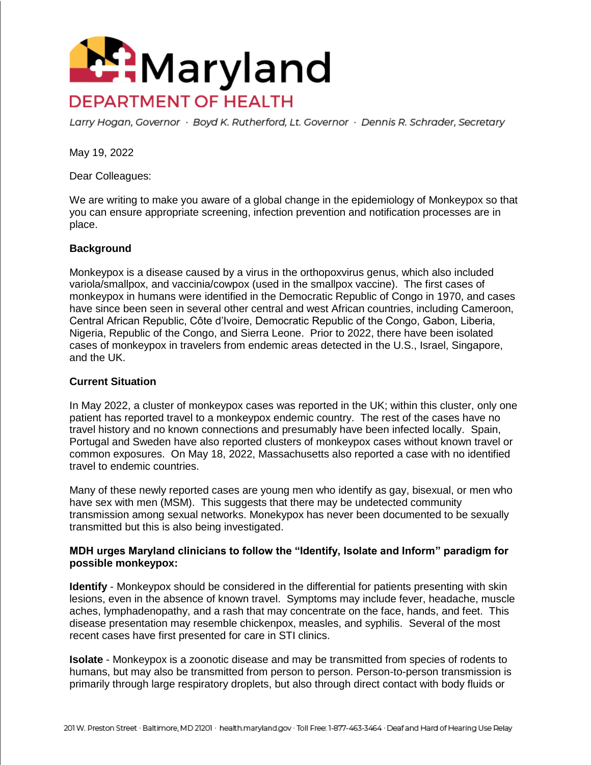# Maryland DEPARTMENT OF HEALTH

*Larry Hogan, Governor · Boyd K. Rutherford, Lt. Governor · Dennis R. Schrader, Secretary*

May 19, 2022

Dear Colleagues:

We are writing to make you aware of a global change in the epidemiology of Monkeypox so that you can ensure appropriate screening, infection prevention and notification processes are in place.

**Background**

Monkeypox is a disease caused by a virus in the orthopoxvirus genus, which also included variola/smallpox, and vaccinia/cowpox (used in the smallpox vaccine). The first cases of monkeypox in humans were identified in the Democratic Republic of Congo in 1970, and cases have since been seen in several other central and west African countries, including Cameroon, Central African Republic, Côte d'Ivoire, Democratic Republic of the Congo, Gabon, Liberia, Nigeria, Republic of the Congo, and Sierra Leone. Prior to 2022, there have been isolated cases of monkeypox in travelers from endemic areas detected in the U.S., Israel, Singapore, and the UK.

**Current Situation**

In May 2022, a cluster of monkeypox cases was reported in the UK; within this cluster, only one patient has reported travel to a monkeypox endemic country. The rest of the cases have no travel history and no known connections and presumably have been infected locally. Spain, Portugal and Sweden have also reported clusters of monkeypox cases without known travel or common exposures. On May 18, 2022, Massachusetts also reported a case with no identified travel to endemic countries.

Many of these newly reported cases are young men who identify as gay, bisexual, or men who have sex with men (MSM). This suggests that there may be undetected community transmission among sexual networks. Monekypox has never been documented to be sexually transmitted but this is also being investigated.

**MDH urges Maryland clinicians to follow the "Identify, Isolate and Inform" paradigm for possible monkeypox:**

**Identify** - Monkeypox should be considered in the differential for patients presenting with skin lesions, even in the absence of known travel. Symptoms may include fever, headache, muscle aches, lymphadenopathy, and a rash that may concentrate on the face, hands, and feet. This disease presentation may resemble chickenpox, measles, and syphilis. Several of the most recent cases have first presented for care in STI clinics.

**Isolate** - Monkeypox is a zoonotic disease and may be transmitted from species of rodents to humans, but may also be transmitted from person to person. Person-to-person transmission is primarily through large respiratory droplets, but also through direct contact with body fluids or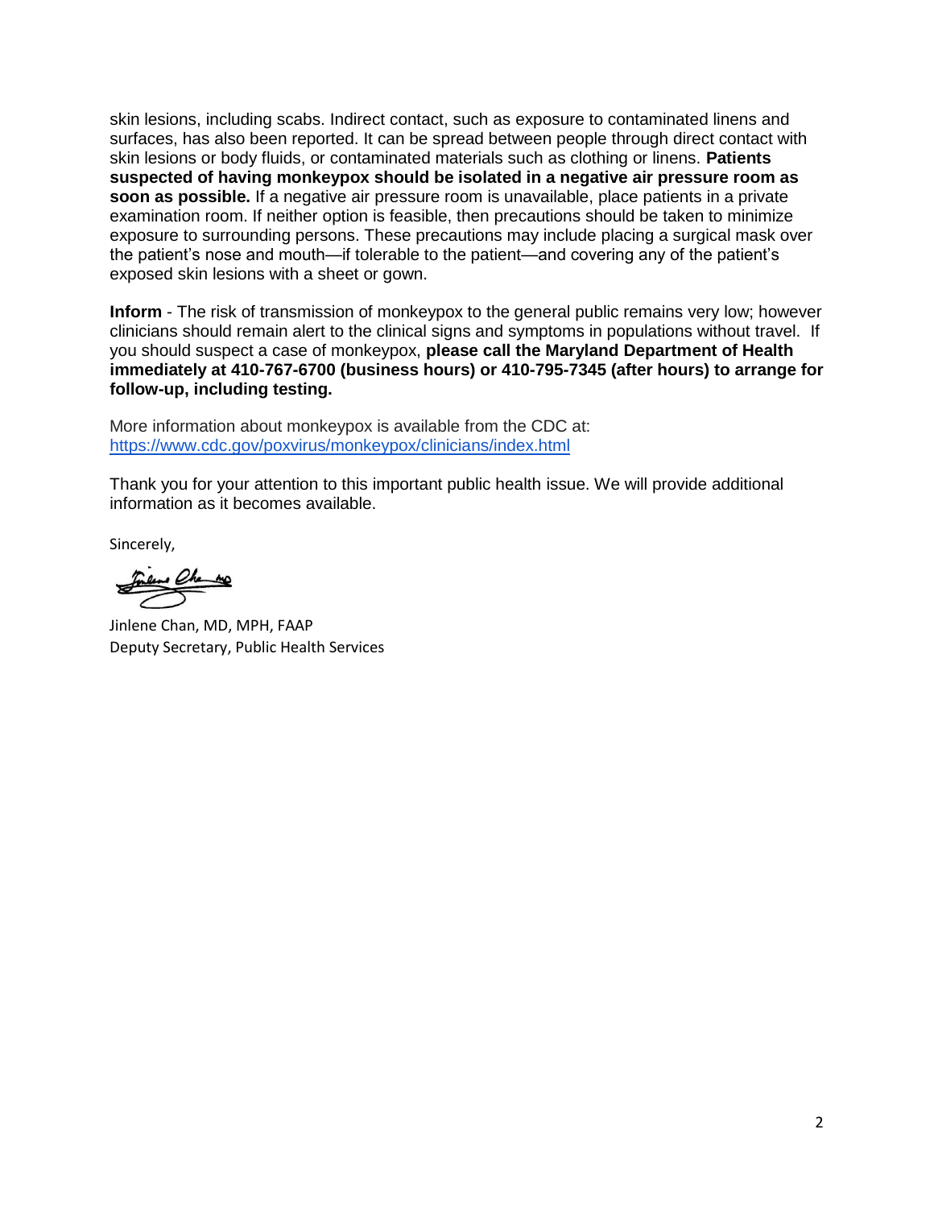skin lesions, including scabs. Indirect contact, such as exposure to contaminated linens and surfaces, has also been reported. It can be spread between people through direct contact with skin lesions or body fluids, or contaminated materials such as clothing or linens. **Patients suspected of having monkeypox should be isolated in a negative air pressure room as soon as possible.** If a negative air pressure room is unavailable, place patients in a private examination room. If neither option is feasible, then precautions should be taken to minimize exposure to surrounding persons. These precautions may include placing a surgical mask over the patient's nose and mouth—if tolerable to the patient—and covering any of the patient's exposed skin lesions with a sheet or gown.

**Inform** - The risk of transmission of monkeypox to the general public remains very low; however clinicians should remain alert to the clinical signs and symptoms in populations without travel. If you should suspect a case of monkeypox, **please call the Maryland Department of Health immediately at 410-767-6700 (business hours) or 410-795-7345 (after hours) to arrange for follow-up, including testing.**

More information about monkeypox is available from the CDC at:
https://www.cdc.gov/poxvirus/monkeypox/clinicians/index.html

Thank you for your attention to this important public health issue. We will provide additional information as it becomes available.

Sincerely,

Jinlene Chan, MD, MPH, FAAP
Deputy Secretary, Public Health Services